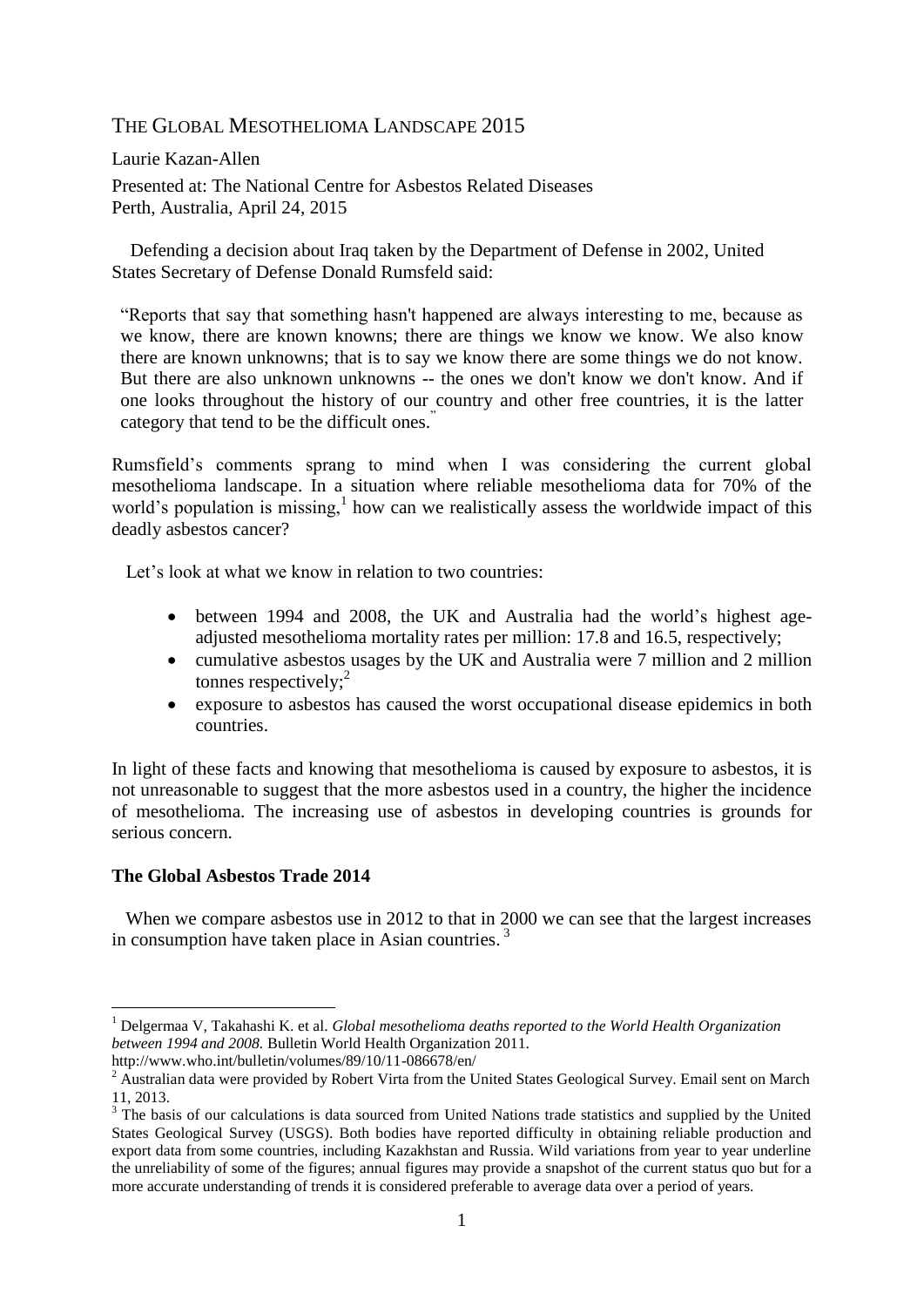# THE GLOBAL MESOTHELIOMA LANDSCAPE 2015

Laurie Kazan-Allen

Presented at: The National Centre for Asbestos Related Diseases
Perth, Australia, April 24, 2015

Defending a decision about Iraq taken by the Department of Defense in 2002, United States Secretary of Defense Donald Rumsfeld said:

> "Reports that say that something hasn't happened are always interesting to me, because as we know, there are known knowns; there are things we know we know. We also know there are known unknowns; that is to say we know there are some things we do not know. But there are also unknown unknowns -- the ones we don't know we don't know. And if one looks throughout the history of our country and other free countries, it is the latter category that tend to be the difficult ones."

Rumsfeld's comments sprang to mind when I was considering the current global mesothelioma landscape. In a situation where reliable mesothelioma data for 70% of the world's population is missing,[1] how can we realistically assess the worldwide impact of this deadly asbestos cancer?

Let's look at what we know in relation to two countries:

- between 1994 and 2008, the UK and Australia had the world's highest age-adjusted mesothelioma mortality rates per million: 17.8 and 16.5, respectively;
- cumulative asbestos usages by the UK and Australia were 7 million and 2 million tonnes respectively;[2]
- exposure to asbestos has caused the worst occupational disease epidemics in both countries.

In light of these facts and knowing that mesothelioma is caused by exposure to asbestos, it is not unreasonable to suggest that the more asbestos used in a country, the higher the incidence of mesothelioma. The increasing use of asbestos in developing countries is grounds for serious concern.

**The Global Asbestos Trade 2014**

When we compare asbestos use in 2012 to that in 2000 we can see that the largest increases in consumption have taken place in Asian countries.[3]

---

[1] Delgermaa V, Takahashi K. et al. *Global mesothelioma deaths reported to the World Health Organization between 1994 and 2008.* Bulletin World Health Organization 2011.
http://www.who.int/bulletin/volumes/89/10/11-086678/en/

[2] Australian data were provided by Robert Virta from the United States Geological Survey. Email sent on March 11, 2013.

[3] The basis of our calculations is data sourced from United Nations trade statistics and supplied by the United States Geological Survey (USGS). Both bodies have reported difficulty in obtaining reliable production and export data from some countries, including Kazakhstan and Russia. Wild variations from year to year underline the unreliability of some of the figures; annual figures may provide a snapshot of the current status quo but for a more accurate understanding of trends it is considered preferable to average data over a period of years.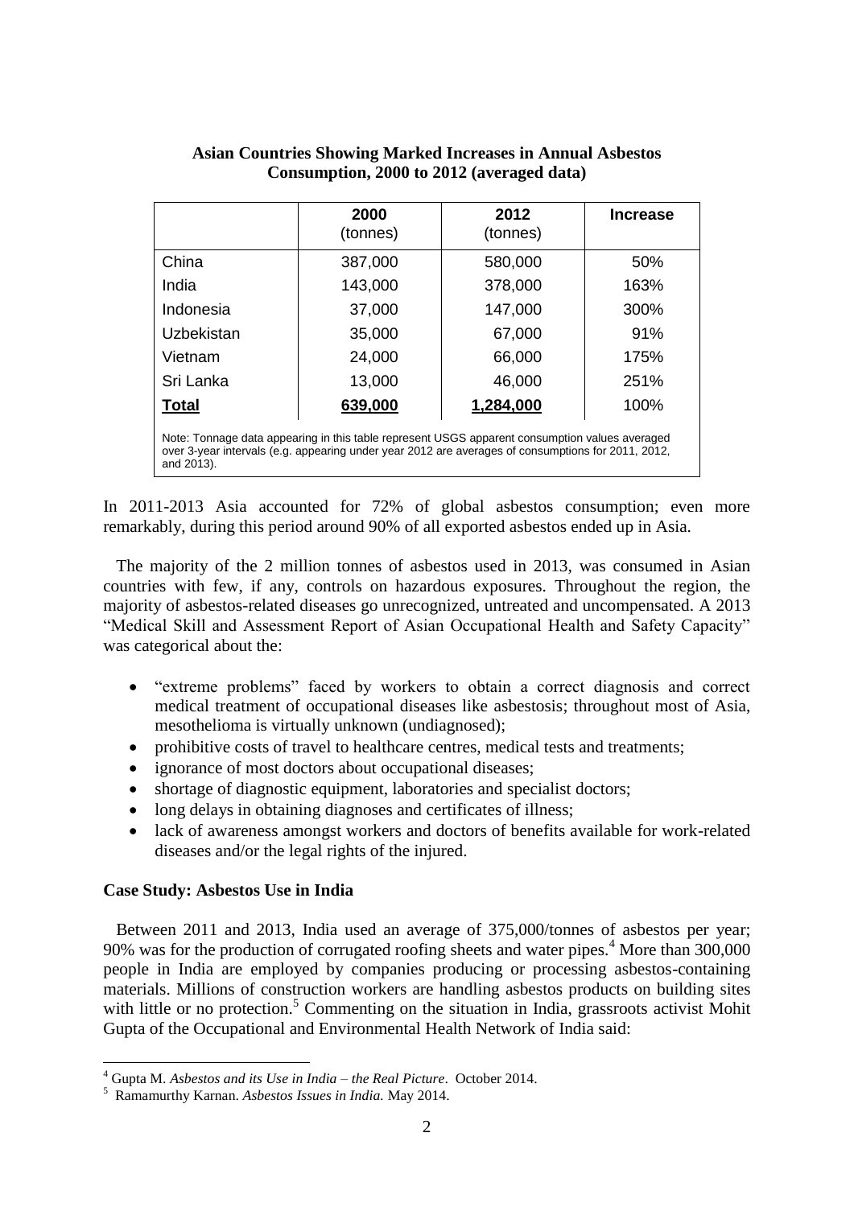**Asian Countries Showing Marked Increases in Annual Asbestos Consumption, 2000 to 2012 (averaged data)**

| | 2000 (tonnes) | 2012 (tonnes) | Increase |
|---|---|---|---|
| China | 387,000 | 580,000 | 50% |
| India | 143,000 | 378,000 | 163% |
| Indonesia | 37,000 | 147,000 | 300% |
| Uzbekistan | 35,000 | 67,000 | 91% |
| Vietnam | 24,000 | 66,000 | 175% |
| Sri Lanka | 13,000 | 46,000 | 251% |
| **Total** | **639,000** | **1,284,000** | 100% |

Note: Tonnage data appearing in this table represent USGS apparent consumption values averaged over 3-year intervals (e.g. appearing under year 2012 are averages of consumptions for 2011, 2012, and 2013).

In 2011-2013 Asia accounted for 72% of global asbestos consumption; even more remarkably, during this period around 90% of all exported asbestos ended up in Asia.

The majority of the 2 million tonnes of asbestos used in 2013, was consumed in Asian countries with few, if any, controls on hazardous exposures. Throughout the region, the majority of asbestos-related diseases go unrecognized, untreated and uncompensated. A 2013 "Medical Skill and Assessment Report of Asian Occupational Health and Safety Capacity" was categorical about the:

- "extreme problems" faced by workers to obtain a correct diagnosis and correct medical treatment of occupational diseases like asbestosis; throughout most of Asia, mesothelioma is virtually unknown (undiagnosed);
- prohibitive costs of travel to healthcare centres, medical tests and treatments;
- ignorance of most doctors about occupational diseases;
- shortage of diagnostic equipment, laboratories and specialist doctors;
- long delays in obtaining diagnoses and certificates of illness;
- lack of awareness amongst workers and doctors of benefits available for work-related diseases and/or the legal rights of the injured.

**Case Study: Asbestos Use in India**

Between 2011 and 2013, India used an average of 375,000/tonnes of asbestos per year; 90% was for the production of corrugated roofing sheets and water pipes.[4] More than 300,000 people in India are employed by companies producing or processing asbestos-containing materials. Millions of construction workers are handling asbestos products on building sites with little or no protection.[5] Commenting on the situation in India, grassroots activist Mohit Gupta of the Occupational and Environmental Health Network of India said:

---

[4] Gupta M. *Asbestos and its Use in India – the Real Picture*. October 2014.

[5] Ramamurthy Karnan. *Asbestos Issues in India.* May 2014.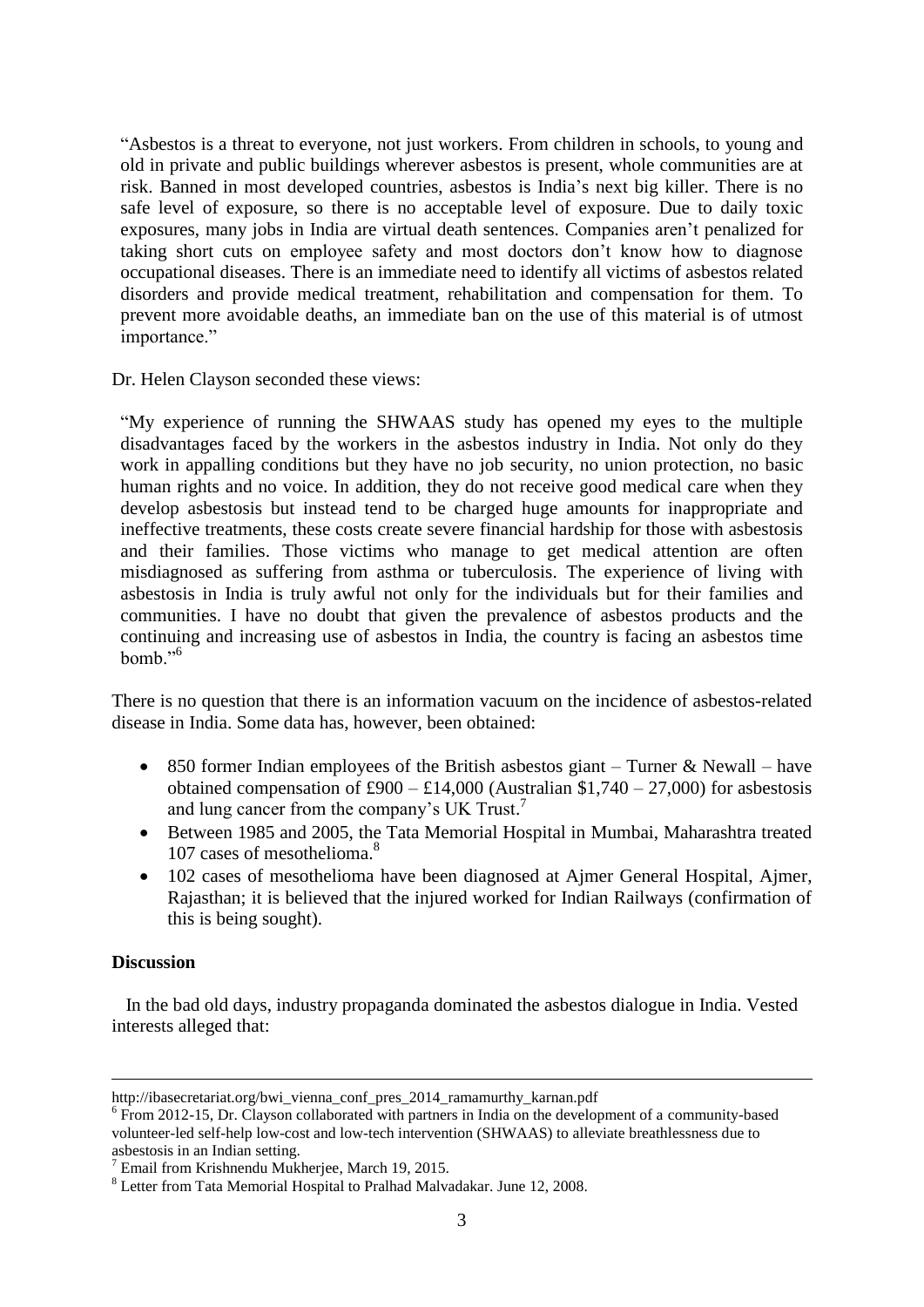> "Asbestos is a threat to everyone, not just workers. From children in schools, to young and old in private and public buildings wherever asbestos is present, whole communities are at risk. Banned in most developed countries, asbestos is India's next big killer. There is no safe level of exposure, so there is no acceptable level of exposure. Due to daily toxic exposures, many jobs in India are virtual death sentences. Companies aren't penalized for taking short cuts on employee safety and most doctors don't know how to diagnose occupational diseases. There is an immediate need to identify all victims of asbestos related disorders and provide medical treatment, rehabilitation and compensation for them. To prevent more avoidable deaths, an immediate ban on the use of this material is of utmost importance."

Dr. Helen Clayson seconded these views:

> "My experience of running the SHWAAS study has opened my eyes to the multiple disadvantages faced by the workers in the asbestos industry in India. Not only do they work in appalling conditions but they have no job security, no union protection, no basic human rights and no voice. In addition, they do not receive good medical care when they develop asbestosis but instead tend to be charged huge amounts for inappropriate and ineffective treatments, these costs create severe financial hardship for those with asbestosis and their families. Those victims who manage to get medical attention are often misdiagnosed as suffering from asthma or tuberculosis. The experience of living with asbestosis in India is truly awful not only for the individuals but for their families and communities. I have no doubt that given the prevalence of asbestos products and the continuing and increasing use of asbestos in India, the country is facing an asbestos time bomb."[6]

There is no question that there is an information vacuum on the incidence of asbestos-related disease in India. Some data has, however, been obtained:

- 850 former Indian employees of the British asbestos giant – Turner & Newall – have obtained compensation of £900 – £14,000 (Australian $1,740 – 27,000) for asbestosis and lung cancer from the company's UK Trust.[7]
- Between 1985 and 2005, the Tata Memorial Hospital in Mumbai, Maharashtra treated 107 cases of mesothelioma.[8]
- 102 cases of mesothelioma have been diagnosed at Ajmer General Hospital, Ajmer, Rajasthan; it is believed that the injured worked for Indian Railways (confirmation of this is being sought).

**Discussion**

In the bad old days, industry propaganda dominated the asbestos dialogue in India. Vested interests alleged that:

---

http://ibasecretariat.org/bwi_vienna_conf_pres_2014_ramamurthy_karnan.pdf

[6] From 2012-15, Dr. Clayson collaborated with partners in India on the development of a community-based volunteer-led self-help low-cost and low-tech intervention (SHWAAS) to alleviate breathlessness due to asbestosis in an Indian setting.

[7] Email from Krishnendu Mukherjee, March 19, 2015.

[8] Letter from Tata Memorial Hospital to Pralhad Malvadakar. June 12, 2008.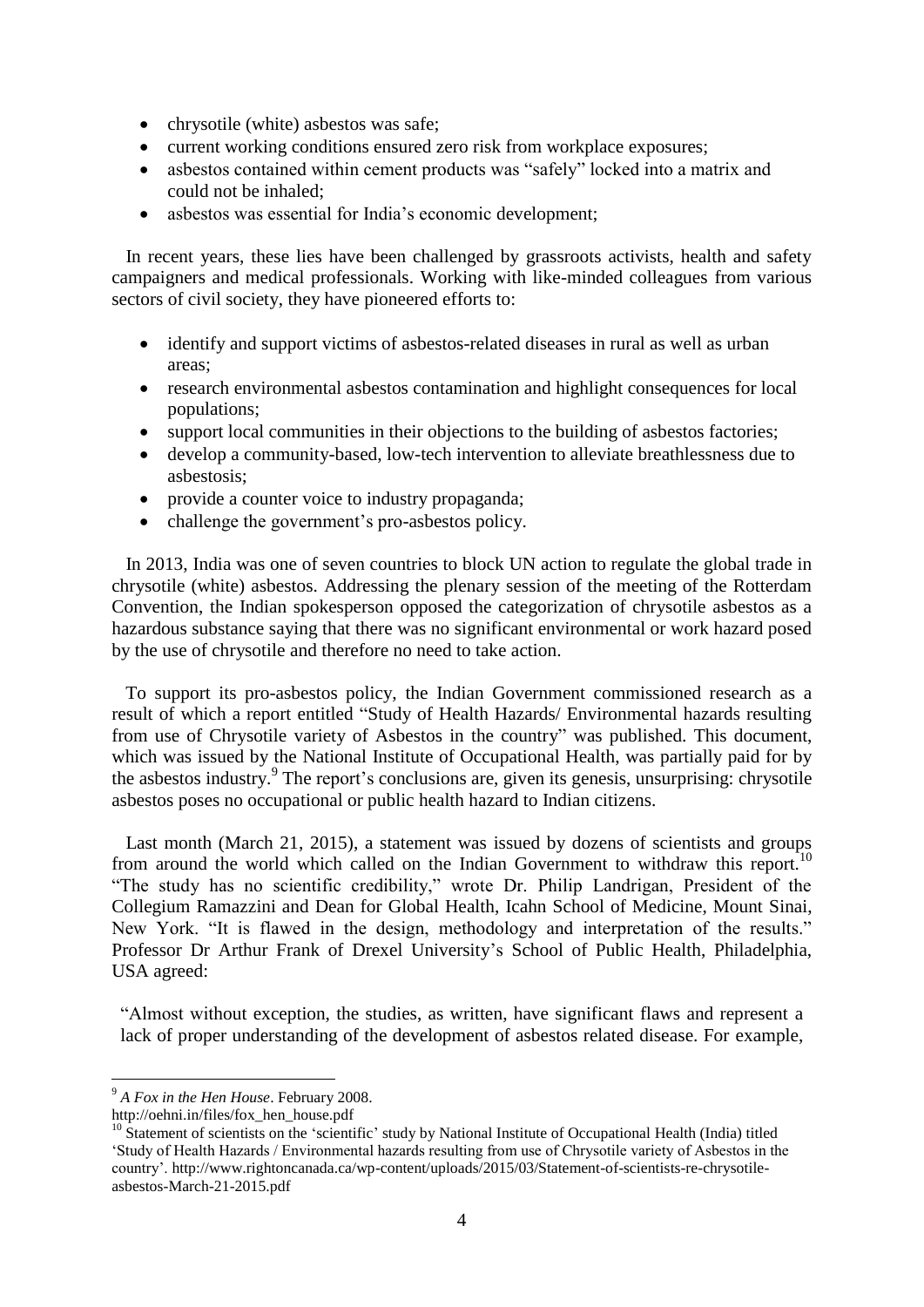- chrysotile (white) asbestos was safe;
- current working conditions ensured zero risk from workplace exposures;
- asbestos contained within cement products was "safely" locked into a matrix and could not be inhaled;
- asbestos was essential for India's economic development;

In recent years, these lies have been challenged by grassroots activists, health and safety campaigners and medical professionals. Working with like-minded colleagues from various sectors of civil society, they have pioneered efforts to:

- identify and support victims of asbestos-related diseases in rural as well as urban areas;
- research environmental asbestos contamination and highlight consequences for local populations;
- support local communities in their objections to the building of asbestos factories;
- develop a community-based, low-tech intervention to alleviate breathlessness due to asbestosis;
- provide a counter voice to industry propaganda;
- challenge the government's pro-asbestos policy.

In 2013, India was one of seven countries to block UN action to regulate the global trade in chrysotile (white) asbestos. Addressing the plenary session of the meeting of the Rotterdam Convention, the Indian spokesperson opposed the categorization of chrysotile asbestos as a hazardous substance saying that there was no significant environmental or work hazard posed by the use of chrysotile and therefore no need to take action.

To support its pro-asbestos policy, the Indian Government commissioned research as a result of which a report entitled "Study of Health Hazards/ Environmental hazards resulting from use of Chrysotile variety of Asbestos in the country" was published. This document, which was issued by the National Institute of Occupational Health, was partially paid for by the asbestos industry.[9] The report's conclusions are, given its genesis, unsurprising: chrysotile asbestos poses no occupational or public health hazard to Indian citizens.

Last month (March 21, 2015), a statement was issued by dozens of scientists and groups from around the world which called on the Indian Government to withdraw this report.[10] "The study has no scientific credibility," wrote Dr. Philip Landrigan, President of the Collegium Ramazzini and Dean for Global Health, Icahn School of Medicine, Mount Sinai, New York. "It is flawed in the design, methodology and interpretation of the results." Professor Dr Arthur Frank of Drexel University's School of Public Health, Philadelphia, USA agreed:

> "Almost without exception, the studies, as written, have significant flaws and represent a lack of proper understanding of the development of asbestos related disease. For example,

---

[9] *A Fox in the Hen House*. February 2008.
http://oehni.in/files/fox_hen_house.pdf

[10] Statement of scientists on the 'scientific' study by National Institute of Occupational Health (India) titled 'Study of Health Hazards / Environmental hazards resulting from use of Chrysotile variety of Asbestos in the country'. http://www.rightoncanada.ca/wp-content/uploads/2015/03/Statement-of-scientists-re-chrysotile-asbestos-March-21-2015.pdf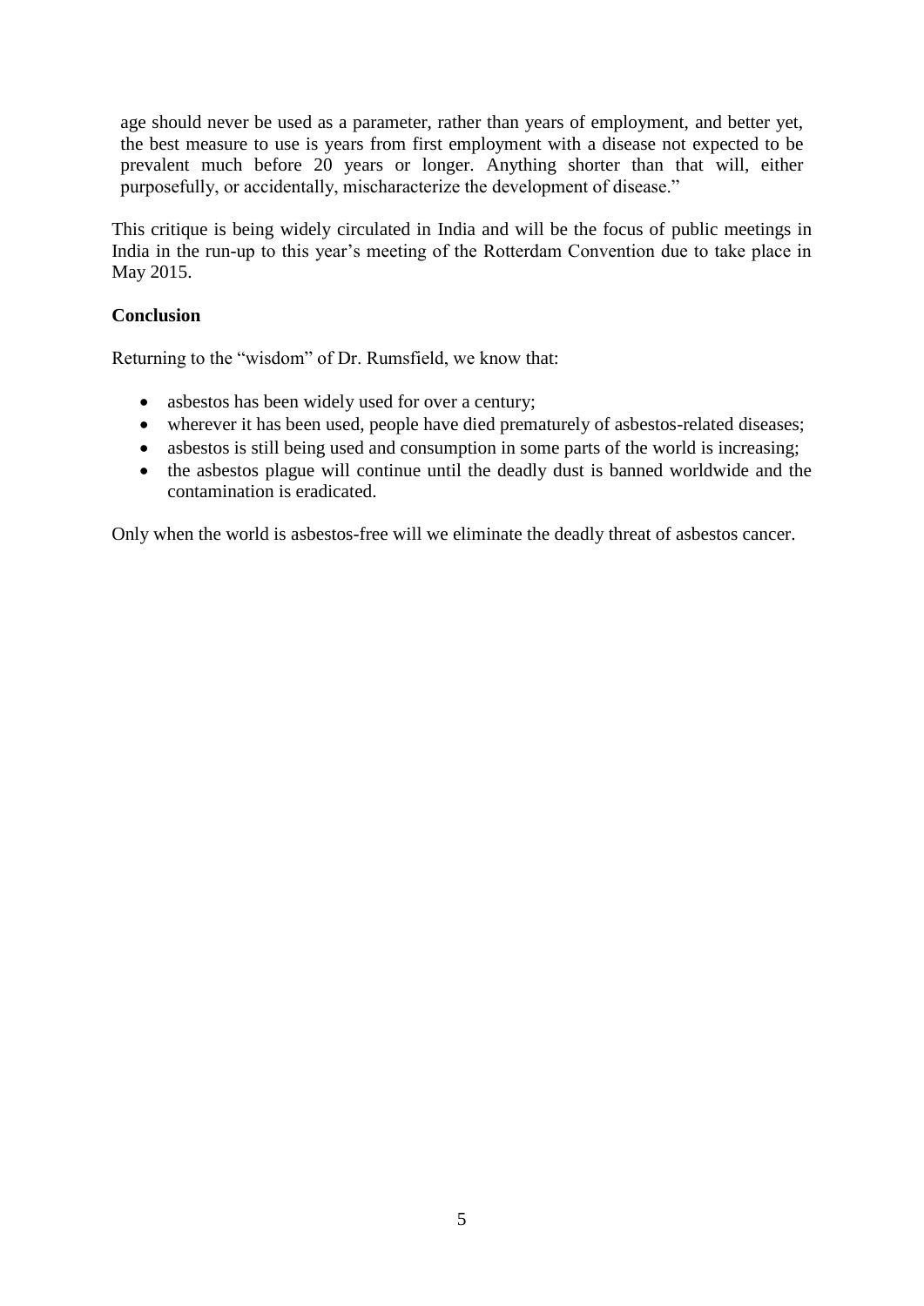age should never be used as a parameter, rather than years of employment, and better yet, the best measure to use is years from first employment with a disease not expected to be prevalent much before 20 years or longer. Anything shorter than that will, either purposefully, or accidentally, mischaracterize the development of disease."

This critique is being widely circulated in India and will be the focus of public meetings in India in the run-up to this year's meeting of the Rotterdam Convention due to take place in May 2015.

**Conclusion**

Returning to the "wisdom" of Dr. Rumsfield, we know that:

- asbestos has been widely used for over a century;
- wherever it has been used, people have died prematurely of asbestos-related diseases;
- asbestos is still being used and consumption in some parts of the world is increasing;
- the asbestos plague will continue until the deadly dust is banned worldwide and the contamination is eradicated.

Only when the world is asbestos-free will we eliminate the deadly threat of asbestos cancer.